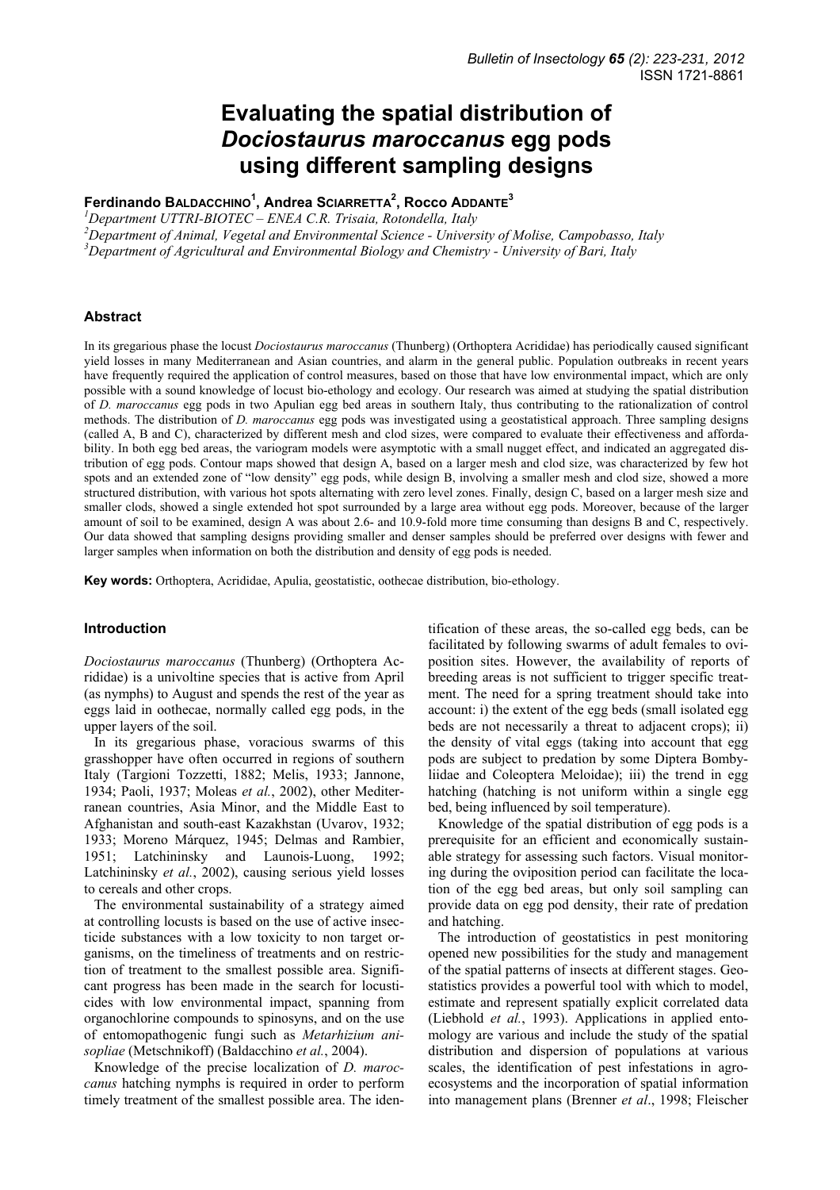# Evaluating the spatial distribution of *Dociostaurus maroccanus* egg pods using different sampling designs

**Ferdinando Baldacchino[1], Andrea Sciarretta[2], Rocco Addante[3]**

[1]*Department UTTRI-BIOTEC – ENEA C.R. Trisaia, Rotondella, Italy*
[2]*Department of Animal, Vegetal and Environmental Science - University of Molise, Campobasso, Italy*
[3]*Department of Agricultural and Environmental Biology and Chemistry - University of Bari, Italy*

### Abstract

In its gregarious phase the locust *Dociostaurus maroccanus* (Thunberg) (Orthoptera Acrididae) has periodically caused significant yield losses in many Mediterranean and Asian countries, and alarm in the general public. Population outbreaks in recent years have frequently required the application of control measures, based on those that have low environmental impact, which are only possible with a sound knowledge of locust bio-ethology and ecology. Our research was aimed at studying the spatial distribution of *D. maroccanus* egg pods in two Apulian egg bed areas in southern Italy, thus contributing to the rationalization of control methods. The distribution of *D. maroccanus* egg pods was investigated using a geostatistical approach. Three sampling designs (called A, B and C), characterized by different mesh and clod sizes, were compared to evaluate their effectiveness and affordability. In both egg bed areas, the variogram models were asymptotic with a small nugget effect, and indicated an aggregated distribution of egg pods. Contour maps showed that design A, based on a larger mesh and clod size, was characterized by few hot spots and an extended zone of "low density" egg pods, while design B, involving a smaller mesh and clod size, showed a more structured distribution, with various hot spots alternating with zero level zones. Finally, design C, based on a larger mesh size and smaller clods, showed a single extended hot spot surrounded by a large area without egg pods. Moreover, because of the larger amount of soil to be examined, design A was about 2.6- and 10.9-fold more time consuming than designs B and C, respectively. Our data showed that sampling designs providing smaller and denser samples should be preferred over designs with fewer and larger samples when information on both the distribution and density of egg pods is needed.

**Key words:** Orthoptera, Acrididae, Apulia, geostatistic, oothecae distribution, bio-ethology.

### Introduction

*Dociostaurus maroccanus* (Thunberg) (Orthoptera Acrididae) is a univoltine species that is active from April (as nymphs) to August and spends the rest of the year as eggs laid in oothecae, normally called egg pods, in the upper layers of the soil.

In its gregarious phase, voracious swarms of this grasshopper have often occurred in regions of southern Italy (Targioni Tozzetti, 1882; Melis, 1933; Jannone, 1934; Paoli, 1937; Moleas *et al.*, 2002), other Mediterranean countries, Asia Minor, and the Middle East to Afghanistan and south-east Kazakhstan (Uvarov, 1932; 1933; Moreno Márquez, 1945; Delmas and Rambier, 1951; Latchininsky and Launois-Luong, 1992; Latchininsky *et al.*, 2002), causing serious yield losses to cereals and other crops.

The environmental sustainability of a strategy aimed at controlling locusts is based on the use of active insecticide substances with a low toxicity to non target organisms, on the timeliness of treatments and on restriction of treatment to the smallest possible area. Significant progress has been made in the search for locusticides with low environmental impact, spanning from organochlorine compounds to spinosyns, and on the use of entomopathogenic fungi such as *Metarhizium anisopliae* (Metschnikoff) (Baldacchino *et al.*, 2004).

Knowledge of the precise localization of *D. maroccanus* hatching nymphs is required in order to perform timely treatment of the smallest possible area. The identification of these areas, the so-called egg beds, can be facilitated by following swarms of adult females to oviposition sites. However, the availability of reports of breeding areas is not sufficient to trigger specific treatment. The need for a spring treatment should take into account: i) the extent of the egg beds (small isolated egg beds are not necessarily a threat to adjacent crops); ii) the density of vital eggs (taking into account that egg pods are subject to predation by some Diptera Bombyliidae and Coleoptera Meloidae); iii) the trend in egg hatching (hatching is not uniform within a single egg bed, being influenced by soil temperature).

Knowledge of the spatial distribution of egg pods is a prerequisite for an efficient and economically sustainable strategy for assessing such factors. Visual monitoring during the oviposition period can facilitate the location of the egg bed areas, but only soil sampling can provide data on egg pod density, their rate of predation and hatching.

The introduction of geostatistics in pest monitoring opened new possibilities for the study and management of the spatial patterns of insects at different stages. Geostatistics provides a powerful tool with which to model, estimate and represent spatially explicit correlated data (Liebhold *et al.*, 1993). Applications in applied entomology are various and include the study of the spatial distribution and dispersion of populations at various scales, the identification of pest infestations in agroecosystems and the incorporation of spatial information into management plans (Brenner *et al*., 1998; Fleischer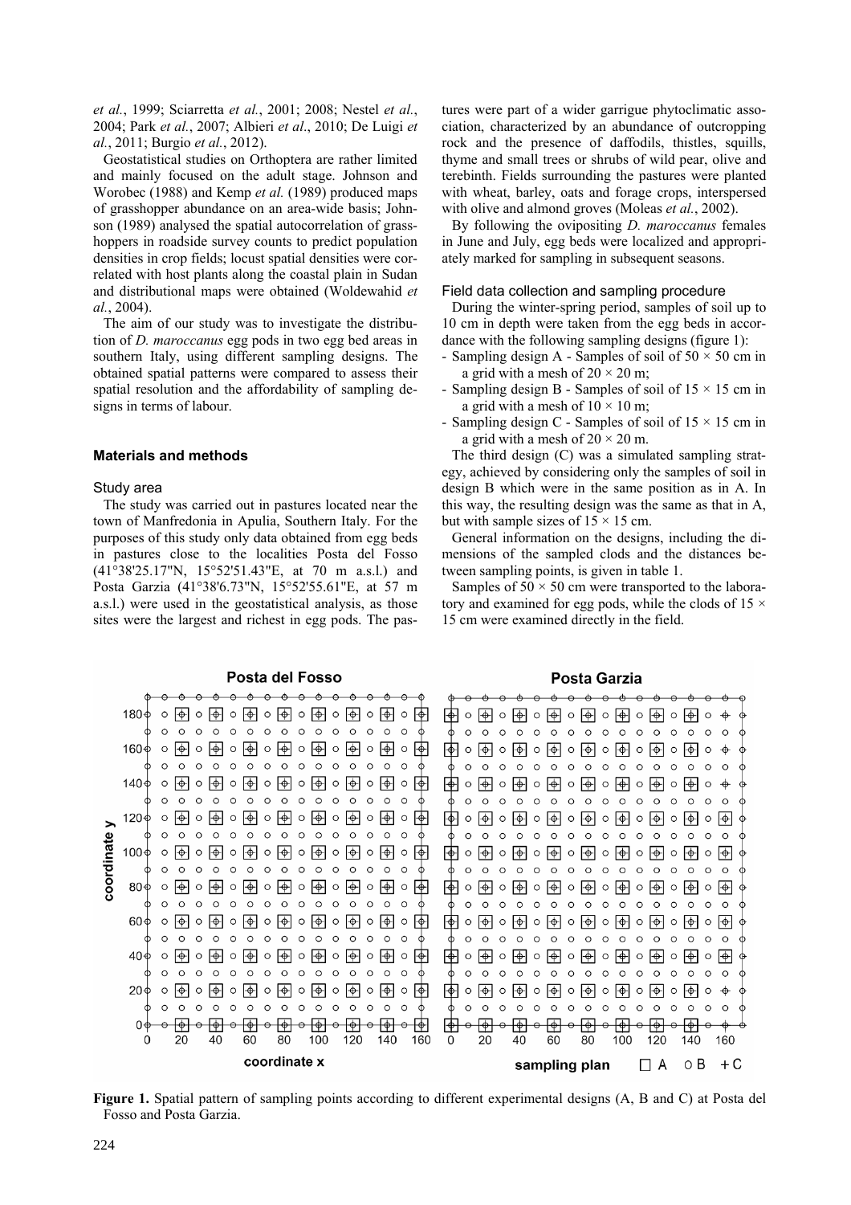*et al.*, 1999; Sciarretta *et al.*, 2001; 2008; Nestel *et al.*, 2004; Park *et al.*, 2007; Albieri *et al*., 2010; De Luigi *et al.*, 2011; Burgio *et al.*, 2012).

Geostatistical studies on Orthoptera are rather limited and mainly focused on the adult stage. Johnson and Worobec (1988) and Kemp *et al.* (1989) produced maps of grasshopper abundance on an area-wide basis; Johnson (1989) analysed the spatial autocorrelation of grasshoppers in roadside survey counts to predict population densities in crop fields; locust spatial densities were correlated with host plants along the coastal plain in Sudan and distributional maps were obtained (Woldewahid *et al.*, 2004).

The aim of our study was to investigate the distribution of *D. maroccanus* egg pods in two egg bed areas in southern Italy, using different sampling designs. The obtained spatial patterns were compared to assess their spatial resolution and the affordability of sampling designs in terms of labour.

## Materials and methods

### Study area

The study was carried out in pastures located near the town of Manfredonia in Apulia, Southern Italy. For the purposes of this study only data obtained from egg beds in pastures close to the localities Posta del Fosso (41°38'25.17"N, 15°52'51.43"E, at 70 m a.s.l.) and Posta Garzia (41°38'6.73"N, 15°52'55.61"E, at 57 m a.s.l.) were used in the geostatistical analysis, as those sites were the largest and richest in egg pods. The pastures were part of a wider garrigue phytoclimatic association, characterized by an abundance of outcropping rock and the presence of daffodils, thistles, squills, thyme and small trees or shrubs of wild pear, olive and terebinth. Fields surrounding the pastures were planted with wheat, barley, oats and forage crops, interspersed with olive and almond groves (Moleas *et al.*, 2002).

By following the ovipositing *D. maroccanus* females in June and July, egg beds were localized and appropriately marked for sampling in subsequent seasons.

### Field data collection and sampling procedure

During the winter-spring period, samples of soil up to 10 cm in depth were taken from the egg beds in accordance with the following sampling designs (figure 1):

- Sampling design A - Samples of soil of 50 × 50 cm in a grid with a mesh of 20 × 20 m;
- Sampling design B - Samples of soil of 15 × 15 cm in a grid with a mesh of 10 × 10 m;
- Sampling design C - Samples of soil of 15 × 15 cm in a grid with a mesh of 20 × 20 m.

The third design (C) was a simulated sampling strategy, achieved by considering only the samples of soil in design B which were in the same position as in A. In this way, the resulting design was the same as that in A, but with sample sizes of 15 × 15 cm.

General information on the designs, including the dimensions of the sampled clods and the distances between sampling points, is given in table 1.

Samples of 50 × 50 cm were transported to the laboratory and examined for egg pods, while the clods of 15 × 15 cm were examined directly in the field.

**Figure 1.** Spatial pattern of sampling points according to different experimental designs (A, B and C) at Posta del Fosso and Posta Garzia.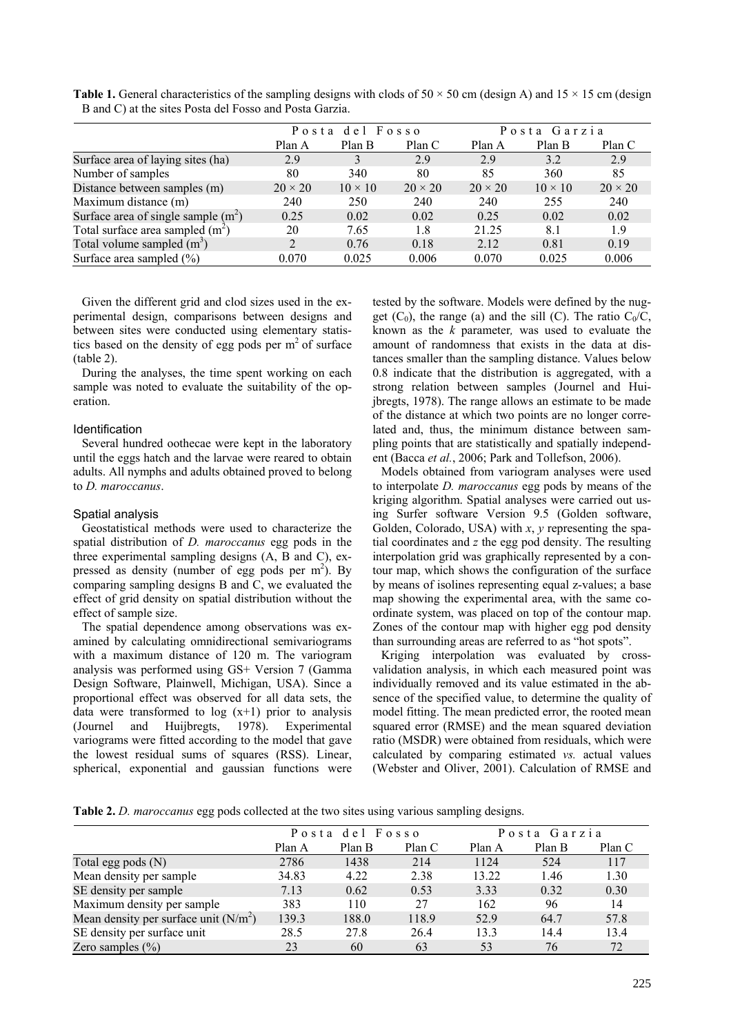**Table 1.** General characteristics of the sampling designs with clods of 50 × 50 cm (design A) and 15 × 15 cm (design B and C) at the sites Posta del Fosso and Posta Garzia.

| | Posta del Fosso | | | Posta Garzia | | |
|---|---|---|---|---|---|---|
| | Plan A | Plan B | Plan C | Plan A | Plan B | Plan C |
| Surface area of laying sites (ha) | 2.9 | 3 | 2.9 | 2.9 | 3.2 | 2.9 |
| Number of samples | 80 | 340 | 80 | 85 | 360 | 85 |
| Distance between samples (m) | 20 × 20 | 10 × 10 | 20 × 20 | 20 × 20 | 10 × 10 | 20 × 20 |
| Maximum distance (m) | 240 | 250 | 240 | 240 | 255 | 240 |
| Surface area of single sample ($m^2$) | 0.25 | 0.02 | 0.02 | 0.25 | 0.02 | 0.02 |
| Total surface area sampled ($m^2$) | 20 | 7.65 | 1.8 | 21.25 | 8.1 | 1.9 |
| Total volume sampled ($m^3$) | 2 | 0.76 | 0.18 | 2.12 | 0.81 | 0.19 |
| Surface area sampled (%) | 0.070 | 0.025 | 0.006 | 0.070 | 0.025 | 0.006 |

Given the different grid and clod sizes used in the experimental design, comparisons between designs and between sites were conducted using elementary statistics based on the density of egg pods per $m^2$ of surface (table 2).

During the analyses, the time spent working on each sample was noted to evaluate the suitability of the operation.

### Identification

Several hundred oothecae were kept in the laboratory until the eggs hatch and the larvae were reared to obtain adults. All nymphs and adults obtained proved to belong to *D. maroccanus*.

### Spatial analysis

Geostatistical methods were used to characterize the spatial distribution of *D. maroccanus* egg pods in the three experimental sampling designs (A, B and C), expressed as density (number of egg pods per $m^2$). By comparing sampling designs B and C, we evaluated the effect of grid density on spatial distribution without the effect of sample size.

The spatial dependence among observations was examined by calculating omnidirectional semivariograms with a maximum distance of 120 m. The variogram analysis was performed using GS+ Version 7 (Gamma Design Software, Plainwell, Michigan, USA). Since a proportional effect was observed for all data sets, the data were transformed to log (x+1) prior to analysis (Journel and Huijbregts, 1978). Experimental variograms were fitted according to the model that gave the lowest residual sums of squares (RSS). Linear, spherical, exponential and gaussian functions were tested by the software. Models were defined by the nugget ($C_0$), the range (a) and the sill (C). The ratio $C_0/C$, known as the *k* parameter, was used to evaluate the amount of randomness that exists in the data at distances smaller than the sampling distance. Values below 0.8 indicate that the distribution is aggregated, with a strong relation between samples (Journel and Huijbregts, 1978). The range allows an estimate to be made of the distance at which two points are no longer correlated and, thus, the minimum distance between sampling points that are statistically and spatially independent (Bacca *et al.*, 2006; Park and Tollefson, 2006).

Models obtained from variogram analyses were used to interpolate *D. maroccanus* egg pods by means of the kriging algorithm. Spatial analyses were carried out using Surfer software Version 9.5 (Golden software, Golden, Colorado, USA) with *x*, *y* representing the spatial coordinates and *z* the egg pod density. The resulting interpolation grid was graphically represented by a contour map, which shows the configuration of the surface by means of isolines representing equal z-values; a base map showing the experimental area, with the same coordinate system, was placed on top of the contour map. Zones of the contour map with higher egg pod density than surrounding areas are referred to as "hot spots".

Kriging interpolation was evaluated by cross-validation analysis, in which each measured point was individually removed and its value estimated in the absence of the specified value, to determine the quality of model fitting. The mean predicted error, the rooted mean squared error (RMSE) and the mean squared deviation ratio (MSDR) were obtained from residuals, which were calculated by comparing estimated *vs.* actual values (Webster and Oliver, 2001). Calculation of RMSE and

**Table 2.** *D. maroccanus* egg pods collected at the two sites using various sampling designs.

| | Posta del Fosso | | | Posta Garzia | | |
|---|---|---|---|---|---|---|
| | Plan A | Plan B | Plan C | Plan A | Plan B | Plan C |
| Total egg pods (N) | 2786 | 1438 | 214 | 1124 | 524 | 117 |
| Mean density per sample | 34.83 | 4.22 | 2.38 | 13.22 | 1.46 | 1.30 |
| SE density per sample | 7.13 | 0.62 | 0.53 | 3.33 | 0.32 | 0.30 |
| Maximum density per sample | 383 | 110 | 27 | 162 | 96 | 14 |
| Mean density per surface unit ($N/m^2$) | 139.3 | 188.0 | 118.9 | 52.9 | 64.7 | 57.8 |
| SE density per surface unit | 28.5 | 27.8 | 26.4 | 13.3 | 14.4 | 13.4 |
| Zero samples (%) | 23 | 60 | 63 | 53 | 76 | 72 |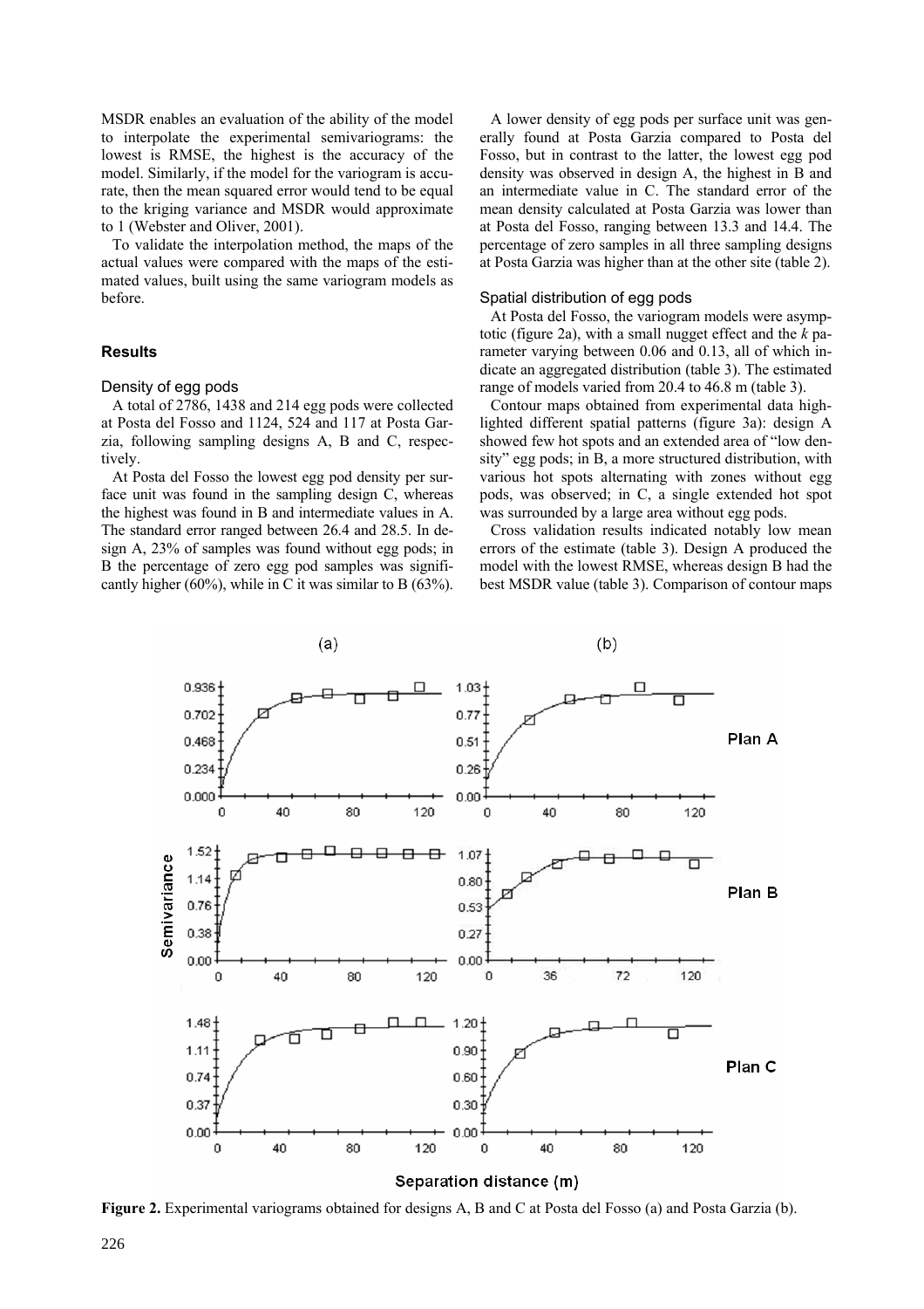MSDR enables an evaluation of the ability of the model to interpolate the experimental semivariograms: the lowest is RMSE, the highest is the accuracy of the model. Similarly, if the model for the variogram is accurate, then the mean squared error would tend to be equal to the kriging variance and MSDR would approximate to 1 (Webster and Oliver, 2001).

To validate the interpolation method, the maps of the actual values were compared with the maps of the estimated values, built using the same variogram models as before.

## Results

### Density of egg pods

A total of 2786, 1438 and 214 egg pods were collected at Posta del Fosso and 1124, 524 and 117 at Posta Garzia, following sampling designs A, B and C, respectively.

At Posta del Fosso the lowest egg pod density per surface unit was found in the sampling design C, whereas the highest was found in B and intermediate values in A. The standard error ranged between 26.4 and 28.5. In design A, 23% of samples was found without egg pods; in B the percentage of zero egg pod samples was significantly higher (60%), while in C it was similar to B (63%).

A lower density of egg pods per surface unit was generally found at Posta Garzia compared to Posta del Fosso, but in contrast to the latter, the lowest egg pod density was observed in design A, the highest in B and an intermediate value in C. The standard error of the mean density calculated at Posta Garzia was lower than at Posta del Fosso, ranging between 13.3 and 14.4. The percentage of zero samples in all three sampling designs at Posta Garzia was higher than at the other site (table 2).

### Spatial distribution of egg pods

At Posta del Fosso, the variogram models were asymptotic (figure 2a), with a small nugget effect and the *k* parameter varying between 0.06 and 0.13, all of which indicate an aggregated distribution (table 3). The estimated range of models varied from 20.4 to 46.8 m (table 3).

Contour maps obtained from experimental data highlighted different spatial patterns (figure 3a): design A showed few hot spots and an extended area of "low density" egg pods; in B, a more structured distribution, with various hot spots alternating with zones without egg pods, was observed; in C, a single extended hot spot was surrounded by a large area without egg pods.

Cross validation results indicated notably low mean errors of the estimate (table 3). Design A produced the model with the lowest RMSE, whereas design B had the best MSDR value (table 3). Comparison of contour maps

**Figure 2.** Experimental variograms obtained for designs A, B and C at Posta del Fosso (a) and Posta Garzia (b).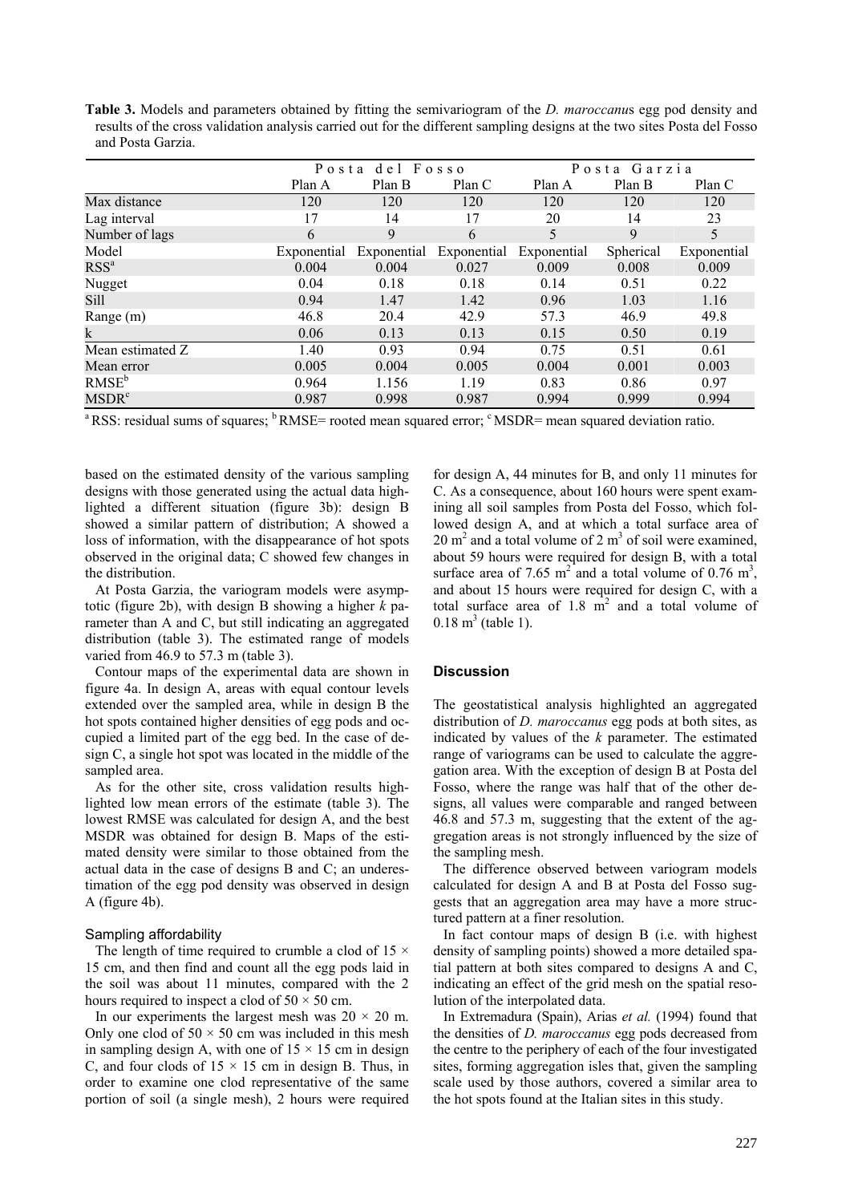**Table 3.** Models and parameters obtained by fitting the semivariogram of the *D. maroccanus* egg pod density and results of the cross validation analysis carried out for the different sampling designs at the two sites Posta del Fosso and Posta Garzia.

| | Posta del Fosso | | | Posta Garzia | | |
|---|---|---|---|---|---|---|
| | Plan A | Plan B | Plan C | Plan A | Plan B | Plan C |
| Max distance | 120 | 120 | 120 | 120 | 120 | 120 |
| Lag interval | 17 | 14 | 17 | 20 | 14 | 23 |
| Number of lags | 6 | 9 | 6 | 5 | 9 | 5 |
| Model | Exponential | Exponential | Exponential | Exponential | Spherical | Exponential |
| RSS[a] | 0.004 | 0.004 | 0.027 | 0.009 | 0.008 | 0.009 |
| Nugget | 0.04 | 0.18 | 0.18 | 0.14 | 0.51 | 0.22 |
| Sill | 0.94 | 1.47 | 1.42 | 0.96 | 1.03 | 1.16 |
| Range (m) | 46.8 | 20.4 | 42.9 | 57.3 | 46.9 | 49.8 |
| k | 0.06 | 0.13 | 0.13 | 0.15 | 0.50 | 0.19 |
| Mean estimated Z | 1.40 | 0.93 | 0.94 | 0.75 | 0.51 | 0.61 |
| Mean error | 0.005 | 0.004 | 0.005 | 0.004 | 0.001 | 0.003 |
| RMSE[b] | 0.964 | 1.156 | 1.19 | 0.83 | 0.86 | 0.97 |
| MSDR[c] | 0.987 | 0.998 | 0.987 | 0.994 | 0.999 | 0.994 |

[a] RSS: residual sums of squares; [b] RMSE= rooted mean squared error; [c] MSDR= mean squared deviation ratio.

based on the estimated density of the various sampling designs with those generated using the actual data highlighted a different situation (figure 3b): design B showed a similar pattern of distribution; A showed a loss of information, with the disappearance of hot spots observed in the original data; C showed few changes in the distribution.

At Posta Garzia, the variogram models were asymptotic (figure 2b), with design B showing a higher *k* parameter than A and C, but still indicating an aggregated distribution (table 3). The estimated range of models varied from 46.9 to 57.3 m (table 3).

Contour maps of the experimental data are shown in figure 4a. In design A, areas with equal contour levels extended over the sampled area, while in design B the hot spots contained higher densities of egg pods and occupied a limited part of the egg bed. In the case of design C, a single hot spot was located in the middle of the sampled area.

As for the other site, cross validation results highlighted low mean errors of the estimate (table 3). The lowest RMSE was calculated for design A, and the best MSDR was obtained for design B. Maps of the estimated density were similar to those obtained from the actual data in the case of designs B and C; an underestimation of the egg pod density was observed in design A (figure 4b).

### Sampling affordability

The length of time required to crumble a clod of $15 \times 15$ cm, and then find and count all the egg pods laid in the soil was about 11 minutes, compared with the 2 hours required to inspect a clod of $50 \times 50$ cm.

In our experiments the largest mesh was $20 \times 20$ m. Only one clod of $50 \times 50$ cm was included in this mesh in sampling design A, with one of $15 \times 15$ cm in design C, and four clods of $15 \times 15$ cm in design B. Thus, in order to examine one clod representative of the same portion of soil (a single mesh), 2 hours were required for design A, 44 minutes for B, and only 11 minutes for C. As a consequence, about 160 hours were spent examining all soil samples from Posta del Fosso, which followed design A, and at which a total surface area of 20 $m^2$ and a total volume of 2 $m^3$ of soil were examined, about 59 hours were required for design B, with a total surface area of 7.65 $m^2$ and a total volume of 0.76 $m^3$, and about 15 hours were required for design C, with a total surface area of 1.8 $m^2$ and a total volume of 0.18 $m^3$ (table 1).

## Discussion

The geostatistical analysis highlighted an aggregated distribution of *D. maroccanus* egg pods at both sites, as indicated by values of the *k* parameter. The estimated range of variograms can be used to calculate the aggregation area. With the exception of design B at Posta del Fosso, where the range was half that of the other designs, all values were comparable and ranged between 46.8 and 57.3 m, suggesting that the extent of the aggregation areas is not strongly influenced by the size of the sampling mesh.

The difference observed between variogram models calculated for design A and B at Posta del Fosso suggests that an aggregation area may have a more structured pattern at a finer resolution.

In fact contour maps of design B (i.e. with highest density of sampling points) showed a more detailed spatial pattern at both sites compared to designs A and C, indicating an effect of the grid mesh on the spatial resolution of the interpolated data.

In Extremadura (Spain), Arias *et al.* (1994) found that the densities of *D. maroccanus* egg pods decreased from the centre to the periphery of each of the four investigated sites, forming aggregation isles that, given the sampling scale used by those authors, covered a similar area to the hot spots found at the Italian sites in this study.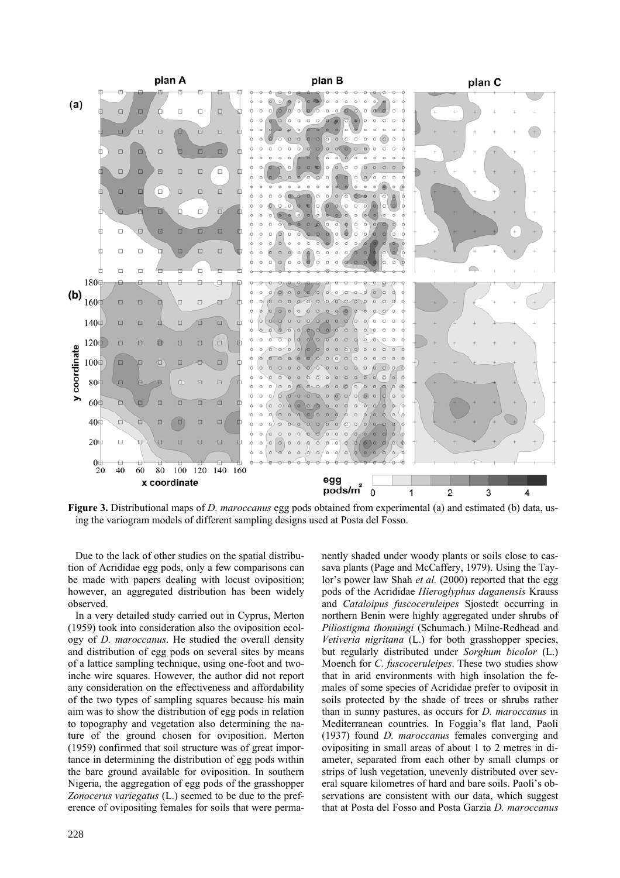**Figure 3.** Distributional maps of *D. maroccanus* egg pods obtained from experimental (a) and estimated (b) data, using the variogram models of different sampling designs used at Posta del Fosso.

Due to the lack of other studies on the spatial distribution of Acrididae egg pods, only a few comparisons can be made with papers dealing with locust oviposition; however, an aggregated distribution has been widely observed.

In a very detailed study carried out in Cyprus, Merton (1959) took into consideration also the oviposition ecology of *D. maroccanus*. He studied the overall density and distribution of egg pods on several sites by means of a lattice sampling technique, using one-foot and two-inche wire squares. However, the author did not report any consideration on the effectiveness and affordability of the two types of sampling squares because his main aim was to show the distribution of egg pods in relation to topography and vegetation also determining the nature of the ground chosen for oviposition. Merton (1959) confirmed that soil structure was of great importance in determining the distribution of egg pods within the bare ground available for oviposition. In southern Nigeria, the aggregation of egg pods of the grasshopper *Zonocerus variegatus* (L.) seemed to be due to the preference of ovipositing females for soils that were permanently shaded under woody plants or soils close to cassava plants (Page and McCaffery, 1979). Using the Taylor's power law Shah *et al.* (2000) reported that the egg pods of the Acrididae *Hieroglyphus daganensis* Krauss and *Cataloipus fuscoceruleipes* Sjostedt occurring in northern Benin were highly aggregated under shrubs of *Piliostigma thonningi* (Schumach.) Milne-Redhead and *Vetiveria nigritana* (L.) for both grasshopper species, but regularly distributed under *Sorghum bicolor* (L.) Moench for *C. fuscoceruleipes*. These two studies show that in arid environments with high insolation the females of some species of Acrididae prefer to oviposit in soils protected by the shade of trees or shrubs rather than in sunny pastures, as occurs for *D. maroccanus* in Mediterranean countries. In Foggia's flat land, Paoli (1937) found *D. maroccanus* females converging and ovipositing in small areas of about 1 to 2 metres in diameter, separated from each other by small clumps or strips of lush vegetation, unevenly distributed over several square kilometres of hard and bare soils. Paoli's observations are consistent with our data, which suggest that at Posta del Fosso and Posta Garzia *D. maroccanus*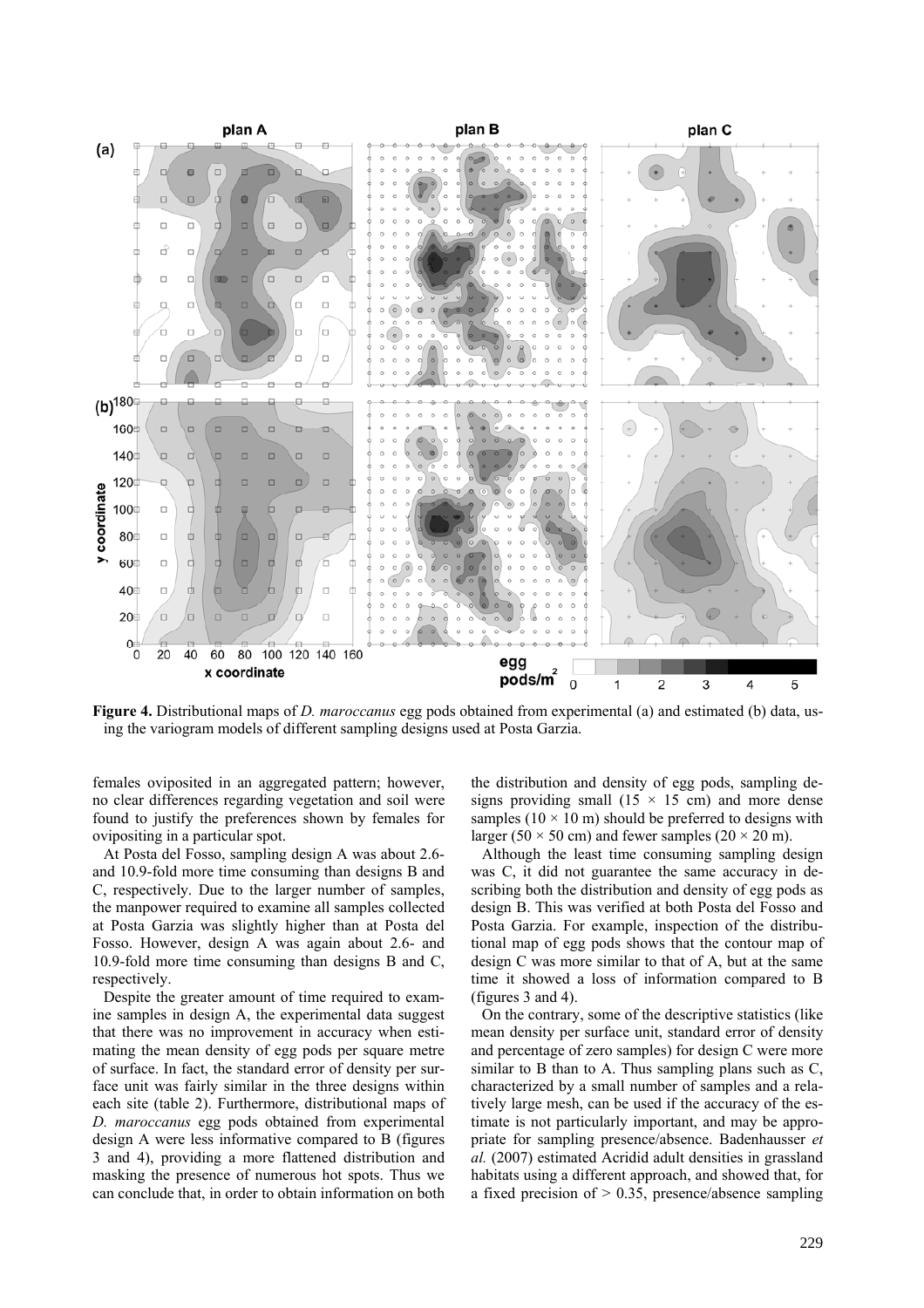**Figure 4.** Distributional maps of *D. maroccanus* egg pods obtained from experimental (a) and estimated (b) data, using the variogram models of different sampling designs used at Posta Garzia.

females oviposited in an aggregated pattern; however, no clear differences regarding vegetation and soil were found to justify the preferences shown by females for ovipositing in a particular spot.

At Posta del Fosso, sampling design A was about 2.6- and 10.9-fold more time consuming than designs B and C, respectively. Due to the larger number of samples, the manpower required to examine all samples collected at Posta Garzia was slightly higher than at Posta del Fosso. However, design A was again about 2.6- and 10.9-fold more time consuming than designs B and C, respectively.

Despite the greater amount of time required to examine samples in design A, the experimental data suggest that there was no improvement in accuracy when estimating the mean density of egg pods per square metre of surface. In fact, the standard error of density per surface unit was fairly similar in the three designs within each site (table 2). Furthermore, distributional maps of *D. maroccanus* egg pods obtained from experimental design A were less informative compared to B (figures 3 and 4), providing a more flattened distribution and masking the presence of numerous hot spots. Thus we can conclude that, in order to obtain information on both the distribution and density of egg pods, sampling designs providing small ($15 \times 15$ cm) and more dense samples ($10 \times 10$ m) should be preferred to designs with larger ($50 \times 50$ cm) and fewer samples ($20 \times 20$ m).

Although the least time consuming sampling design was C, it did not guarantee the same accuracy in describing both the distribution and density of egg pods as design B. This was verified at both Posta del Fosso and Posta Garzia. For example, inspection of the distributional map of egg pods shows that the contour map of design C was more similar to that of A, but at the same time it showed a loss of information compared to B (figures 3 and 4).

On the contrary, some of the descriptive statistics (like mean density per surface unit, standard error of density and percentage of zero samples) for design C were more similar to B than to A. Thus sampling plans such as C, characterized by a small number of samples and a relatively large mesh, can be used if the accuracy of the estimate is not particularly important, and may be appropriate for sampling presence/absence. Badenhausser *et al.* (2007) estimated Acridid adult densities in grassland habitats using a different approach, and showed that, for a fixed precision of > 0.35, presence/absence sampling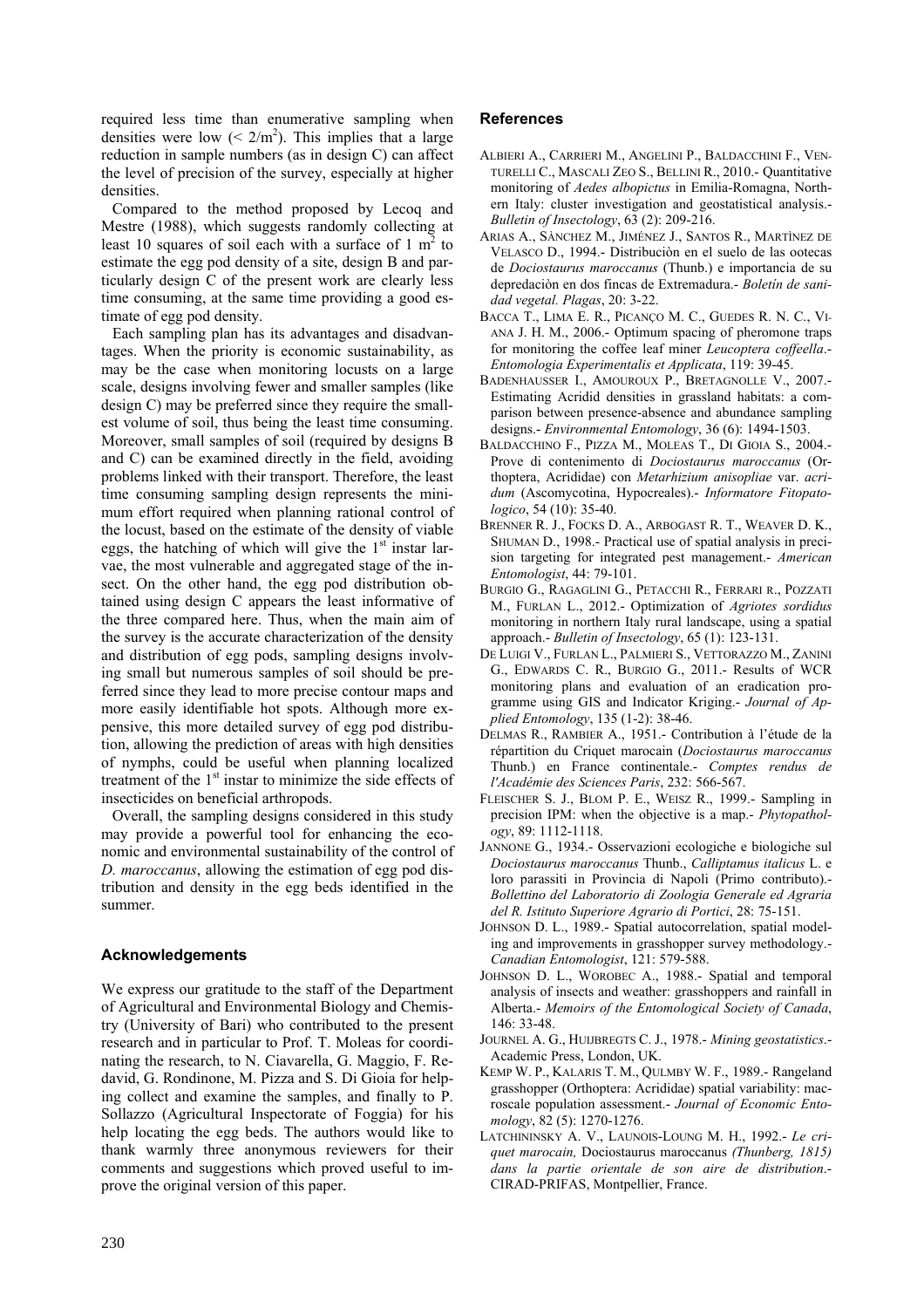required less time than enumerative sampling when densities were low ($< 2/m^2$). This implies that a large reduction in sample numbers (as in design C) can affect the level of precision of the survey, especially at higher densities.

Compared to the method proposed by Lecoq and Mestre (1988), which suggests randomly collecting at least 10 squares of soil each with a surface of 1 $m^2$ to estimate the egg pod density of a site, design B and particularly design C of the present work are clearly less time consuming, at the same time providing a good estimate of egg pod density.

Each sampling plan has its advantages and disadvantages. When the priority is economic sustainability, as may be the case when monitoring locusts on a large scale, designs involving fewer and smaller samples (like design C) may be preferred since they require the smallest volume of soil, thus being the least time consuming. Moreover, small samples of soil (required by designs B and C) can be examined directly in the field, avoiding problems linked with their transport. Therefore, the least time consuming sampling design represents the minimum effort required when planning rational control of the locust, based on the estimate of the density of viable eggs, the hatching of which will give the 1st instar larvae, the most vulnerable and aggregated stage of the insect. On the other hand, the egg pod distribution obtained using design C appears the least informative of the three compared here. Thus, when the main aim of the survey is the accurate characterization of the density and distribution of egg pods, sampling designs involving small but numerous samples of soil should be preferred since they lead to more precise contour maps and more easily identifiable hot spots. Although more expensive, this more detailed survey of egg pod distribution, allowing the prediction of areas with high densities of nymphs, could be useful when planning localized treatment of the 1st instar to minimize the side effects of insecticides on beneficial arthropods.

Overall, the sampling designs considered in this study may provide a powerful tool for enhancing the economic and environmental sustainability of the control of *D. maroccanus*, allowing the estimation of egg pod distribution and density in the egg beds identified in the summer.

## Acknowledgements

We express our gratitude to the staff of the Department of Agricultural and Environmental Biology and Chemistry (University of Bari) who contributed to the present research and in particular to Prof. T. Moleas for coordinating the research, to N. Ciavarella, G. Maggio, F. Redavid, G. Rondinone, M. Pizza and S. Di Gioia for helping collect and examine the samples, and finally to P. Sollazzo (Agricultural Inspectorate of Foggia) for his help locating the egg beds. The authors would like to thank warmly three anonymous reviewers for their comments and suggestions which proved useful to improve the original version of this paper.

## References

ALBIERI A., CARRIERI M., ANGELINI P., BALDACCHINI F., VENTURELLI C., MASCALI ZEO S., BELLINI R., 2010.- Quantitative monitoring of *Aedes albopictus* in Emilia-Romagna, Northern Italy: cluster investigation and geostatistical analysis.- *Bulletin of Insectology*, 63 (2): 209-216.

ARIAS A., SÀNCHEZ M., JIMÉNEZ J., SANTOS R., MARTÌNEZ DE VELASCO D., 1994.- Distribuciòn en el suelo de las ootecas de *Dociostaurus maroccanus* (Thunb.) e importancia de su depredaciòn en dos fincas de Extremadura.- *Boletín de sanidad vegetal. Plagas*, 20: 3-22.

BACCA T., LIMA E. R., PICANÇO M. C., GUEDES R. N. C., VIANA J. H. M., 2006.- Optimum spacing of pheromone traps for monitoring the coffee leaf miner *Leucoptera coffeella*.- *Entomologia Experimentalis et Applicata*, 119: 39-45.

BADENHAUSSER I., AMOUROUX P., BRETAGNOLLE V., 2007.- Estimating Acridid densities in grassland habitats: a comparison between presence-absence and abundance sampling designs.- *Environmental Entomology*, 36 (6): 1494-1503.

BALDACCHINO F., PIZZA M., MOLEAS T., DI GIOIA S., 2004.- Prove di contenimento di *Dociostaurus maroccanus* (Orthoptera, Acrididae) con *Metarhizium anisopliae* var. *acridum* (Ascomycotina, Hypocreales).- *Informatore Fitopatologico*, 54 (10): 35-40.

BRENNER R. J., FOCKS D. A., ARBOGAST R. T., WEAVER D. K., SHUMAN D., 1998.- Practical use of spatial analysis in precision targeting for integrated pest management.- *American Entomologist*, 44: 79-101.

BURGIO G., RAGAGLINI G., PETACCHI R., FERRARI R., POZZATI M., FURLAN L., 2012.- Optimization of *Agriotes sordidus* monitoring in northern Italy rural landscape, using a spatial approach.- *Bulletin of Insectology*, 65 (1): 123-131.

DE LUIGI V., FURLAN L., PALMIERI S., VETTORAZZO M., ZANINI G., EDWARDS C. R., BURGIO G., 2011.- Results of WCR monitoring plans and evaluation of an eradication programme using GIS and Indicator Kriging.- *Journal of Applied Entomology*, 135 (1-2): 38-46.

DELMAS R., RAMBIER A., 1951.- Contribution à l'étude de la répartition du Criquet marocain (*Dociostaurus maroccanus* Thunb.) en France continentale.- *Comptes rendus de l'Académie des Sciences Paris*, 232: 566-567.

FLEISCHER S. J., BLOM P. E., WEISZ R., 1999.- Sampling in precision IPM: when the objective is a map.- *Phytopathology*, 89: 1112-1118.

JANNONE G., 1934.- Osservazioni ecologiche e biologiche sul *Dociostaurus maroccanus* Thunb., *Calliptamus italicus* L. e loro parassiti in Provincia di Napoli (Primo contributo).- *Bollettino del Laboratorio di Zoologia Generale ed Agraria del R. Istituto Superiore Agrario di Portici*, 28: 75-151.

JOHNSON D. L., 1989.- Spatial autocorrelation, spatial modeling and improvements in grasshopper survey methodology.- *Canadian Entomologist*, 121: 579-588.

JOHNSON D. L., WOROBEC A., 1988.- Spatial and temporal analysis of insects and weather: grasshoppers and rainfall in Alberta.- *Memoirs of the Entomological Society of Canada*, 146: 33-48.

JOURNEL A. G., HUIJBREGTS C. J., 1978.- *Mining geostatistics*.- Academic Press, London, UK.

KEMP W. P., KALARIS T. M., QULMBY W. F., 1989.- Rangeland grasshopper (Orthoptera: Acrididae) spatial variability: macroscale population assessment.- *Journal of Economic Entomology*, 82 (5): 1270-1276.

LATCHININSKY A. V., LAUNOIS-LOUNG M. H., 1992.- *Le criquet marocain,* Dociostaurus maroccanus *(Thunberg, 1815) dans la partie orientale de son aire de distribution*.- CIRAD-PRIFAS, Montpellier, France.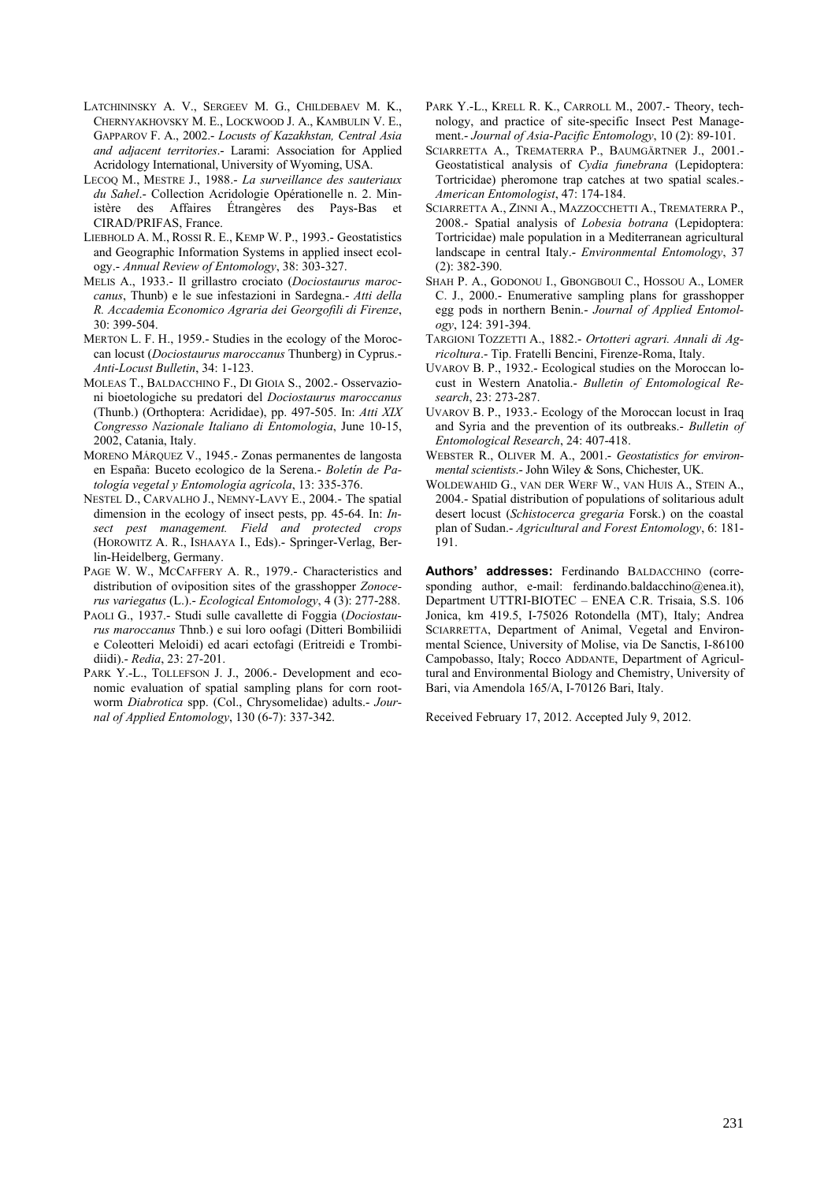LATCHININSKY A. V., SERGEEV M. G., CHILDEBAEV M. K., CHERNYAKHOVSKY M. E., LOCKWOOD J. A., KAMBULIN V. E., GAPPAROV F. A., 2002.- *Locusts of Kazakhstan, Central Asia and adjacent territories*.- Larami: Association for Applied Acridology International, University of Wyoming, USA.

LECOQ M., MESTRE J., 1988.- *La surveillance des sauteriaux du Sahel*.- Collection Acridologie Opérationelle n. 2. Ministère des Affaires Étrangères des Pays-Bas et CIRAD/PRIFAS, France.

LIEBHOLD A. M., ROSSI R. E., KEMP W. P., 1993.- Geostatistics and Geographic Information Systems in applied insect ecology.- *Annual Review of Entomology*, 38: 303-327.

MELIS A., 1933.- Il grillastro crociato (*Dociostaurus maroccanus*, Thunb) e le sue infestazioni in Sardegna.- *Atti della R. Accademia Economico Agraria dei Georgofili di Firenze*, 30: 399-504.

MERTON L. F. H., 1959.- Studies in the ecology of the Moroccan locust (*Dociostaurus maroccanus* Thunberg) in Cyprus.- *Anti-Locust Bulletin*, 34: 1-123.

MOLEAS T., BALDACCHINO F., DI GIOIA S., 2002.- Osservazioni bioetologiche su predatori del *Dociostaurus maroccanus* (Thunb.) (Orthoptera: Acrididae), pp. 497-505. In: *Atti XIX Congresso Nazionale Italiano di Entomologia*, June 10-15, 2002, Catania, Italy.

MORENO MÁRQUEZ V., 1945.- Zonas permanentes de langosta en España: Buceto ecologico de la Serena.- *Boletín de Patología vegetal y Entomología agrícola*, 13: 335-376.

NESTEL D., CARVALHO J., NEMNY-LAVY E., 2004.- The spatial dimension in the ecology of insect pests, pp. 45-64. In: *Insect pest management. Field and protected crops* (HOROWITZ A. R., ISHAAYA I., Eds).- Springer-Verlag, Berlin-Heidelberg, Germany.

PAGE W. W., MCCAFFERY A. R., 1979.- Characteristics and distribution of oviposition sites of the grasshopper *Zonocerus variegatus* (L.).- *Ecological Entomology*, 4 (3): 277-288.

PAOLI G., 1937.- Studi sulle cavallette di Foggia (*Dociostaurus maroccanus* Thnb.) e sui loro oofagi (Ditteri Bombiliidi e Coleotteri Meloidi) ed acari ectofagi (Eritreidi e Trombidiidi).- *Redia*, 23: 27-201.

PARK Y.-L., TOLLEFSON J. J., 2006.- Development and economic evaluation of spatial sampling plans for corn rootworm *Diabrotica* spp. (Col., Chrysomelidae) adults.- *Journal of Applied Entomology*, 130 (6-7): 337-342.

PARK Y.-L., KRELL R. K., CARROLL M., 2007.- Theory, technology, and practice of site-specific Insect Pest Management.- *Journal of Asia-Pacific Entomology*, 10 (2): 89-101.

SCIARRETTA A., TREMATERRA P., BAUMGÄRTNER J., 2001.- Geostatistical analysis of *Cydia funebrana* (Lepidoptera: Tortricidae) pheromone trap catches at two spatial scales.- *American Entomologist*, 47: 174-184.

SCIARRETTA A., ZINNI A., MAZZOCCHETTI A., TREMATERRA P., 2008.- Spatial analysis of *Lobesia botrana* (Lepidoptera: Tortricidae) male population in a Mediterranean agricultural landscape in central Italy.- *Environmental Entomology*, 37 (2): 382-390.

SHAH P. A., GODONOU I., GBONGBOUI C., HOSSOU A., LOMER C. J., 2000.- Enumerative sampling plans for grasshopper egg pods in northern Benin.- *Journal of Applied Entomology*, 124: 391-394.

TARGIONI TOZZETTI A., 1882.- *Ortotteri agrari. Annali di Agricoltura*.- Tip. Fratelli Bencini, Firenze-Roma, Italy.

UVAROV B. P., 1932.- Ecological studies on the Moroccan locust in Western Anatolia.- *Bulletin of Entomological Research*, 23: 273-287.

UVAROV B. P., 1933.- Ecology of the Moroccan locust in Iraq and Syria and the prevention of its outbreaks.- *Bulletin of Entomological Research*, 24: 407-418.

WEBSTER R., OLIVER M. A., 2001.- *Geostatistics for environmental scientists*.- John Wiley & Sons, Chichester, UK.

WOLDEWAHID G., VAN DER WERF W., VAN HUIS A., STEIN A., 2004.- Spatial distribution of populations of solitarious adult desert locust (*Schistocerca gregaria* Forsk.) on the coastal plan of Sudan.- *Agricultural and Forest Entomology*, 6: 181-191.

**Authors' addresses:** Ferdinando BALDACCHINO (corresponding author, e-mail: ferdinando.baldacchino@enea.it), Department UTTRI-BIOTEC – ENEA C.R. Trisaia, S.S. 106 Jonica, km 419.5, I-75026 Rotondella (MT), Italy; Andrea SCIARRETTA, Department of Animal, Vegetal and Environmental Science, University of Molise, via De Sanctis, I-86100 Campobasso, Italy; Rocco ADDANTE, Department of Agricultural and Environmental Biology and Chemistry, University of Bari, via Amendola 165/A, I-70126 Bari, Italy.

Received February 17, 2012. Accepted July 9, 2012.